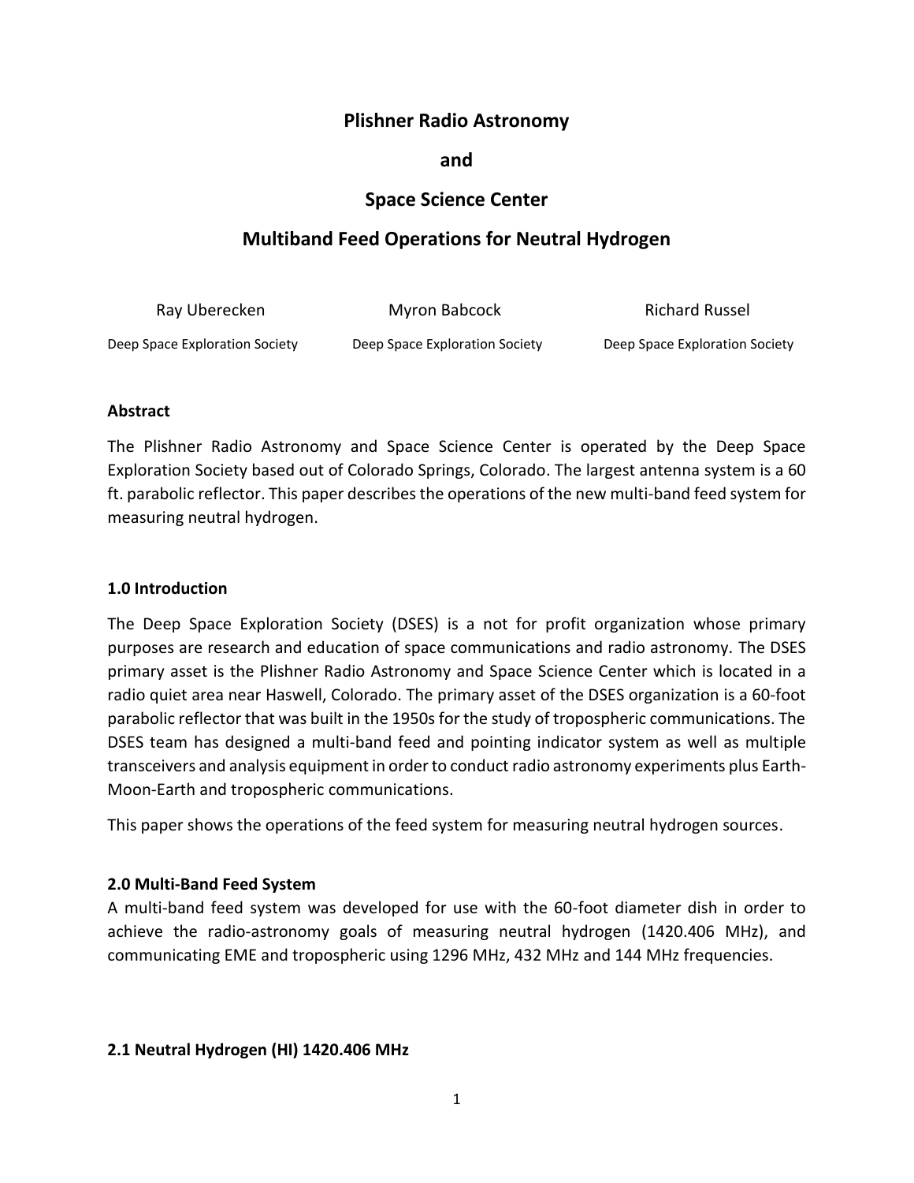# Plishner Radio Astronomy

# and

# Space Science Center

# Multiband Feed Operations for Neutral Hydrogen

| Ray Uberecken | Myron Babcock | Richard Russel |
| --- | --- | --- |
| Deep Space Exploration Society | Deep Space Exploration Society | Deep Space Exploration Society |

**Abstract**

The Plishner Radio Astronomy and Space Science Center is operated by the Deep Space Exploration Society based out of Colorado Springs, Colorado. The largest antenna system is a 60 ft. parabolic reflector. This paper describes the operations of the new multi-band feed system for measuring neutral hydrogen.

## 1.0 Introduction

The Deep Space Exploration Society (DSES) is a not for profit organization whose primary purposes are research and education of space communications and radio astronomy. The DSES primary asset is the Plishner Radio Astronomy and Space Science Center which is located in a radio quiet area near Haswell, Colorado. The primary asset of the DSES organization is a 60-foot parabolic reflector that was built in the 1950s for the study of tropospheric communications. The DSES team has designed a multi-band feed and pointing indicator system as well as multiple transceivers and analysis equipment in order to conduct radio astronomy experiments plus Earth-Moon-Earth and tropospheric communications.

This paper shows the operations of the feed system for measuring neutral hydrogen sources.

## 2.0 Multi-Band Feed System

A multi-band feed system was developed for use with the 60-foot diameter dish in order to achieve the radio-astronomy goals of measuring neutral hydrogen (1420.406 MHz), and communicating EME and tropospheric using 1296 MHz, 432 MHz and 144 MHz frequencies.

### 2.1 Neutral Hydrogen (HI) 1420.406 MHz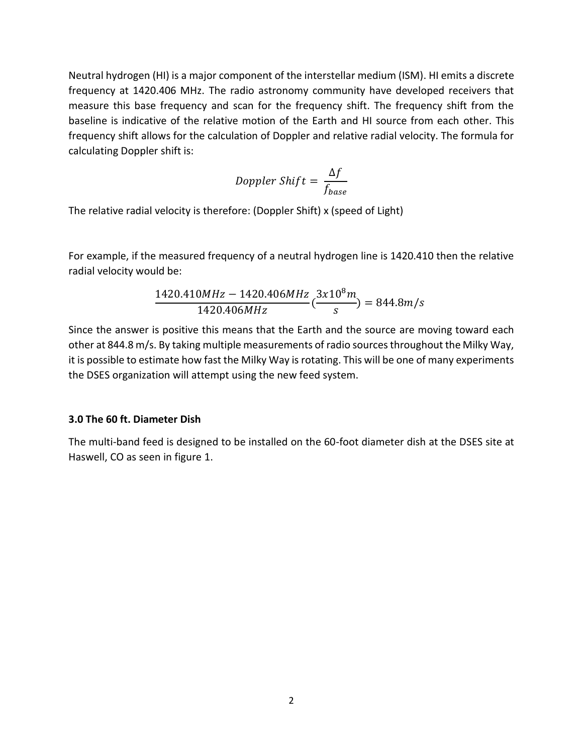Neutral hydrogen (HI) is a major component of the interstellar medium (ISM). HI emits a discrete frequency at 1420.406 MHz. The radio astronomy community have developed receivers that measure this base frequency and scan for the frequency shift. The frequency shift from the baseline is indicative of the relative motion of the Earth and HI source from each other. This frequency shift allows for the calculation of Doppler and relative radial velocity. The formula for calculating Doppler shift is:

$$Doppler\ Shift = \frac{\Delta f}{f_{base}}$$

The relative radial velocity is therefore: (Doppler Shift) x (speed of Light)

For example, if the measured frequency of a neutral hydrogen line is 1420.410 then the relative radial velocity would be:

$$\frac{1420.410MHz - 1420.406MHz}{1420.406MHz}\left(\frac{3x10^{8}m}{s}\right) = 844.8m/s$$

Since the answer is positive this means that the Earth and the source are moving toward each other at 844.8 m/s. By taking multiple measurements of radio sources throughout the Milky Way, it is possible to estimate how fast the Milky Way is rotating. This will be one of many experiments the DSES organization will attempt using the new feed system.

### 3.0 The 60 ft. Diameter Dish

The multi-band feed is designed to be installed on the 60-foot diameter dish at the DSES site at Haswell, CO as seen in figure 1.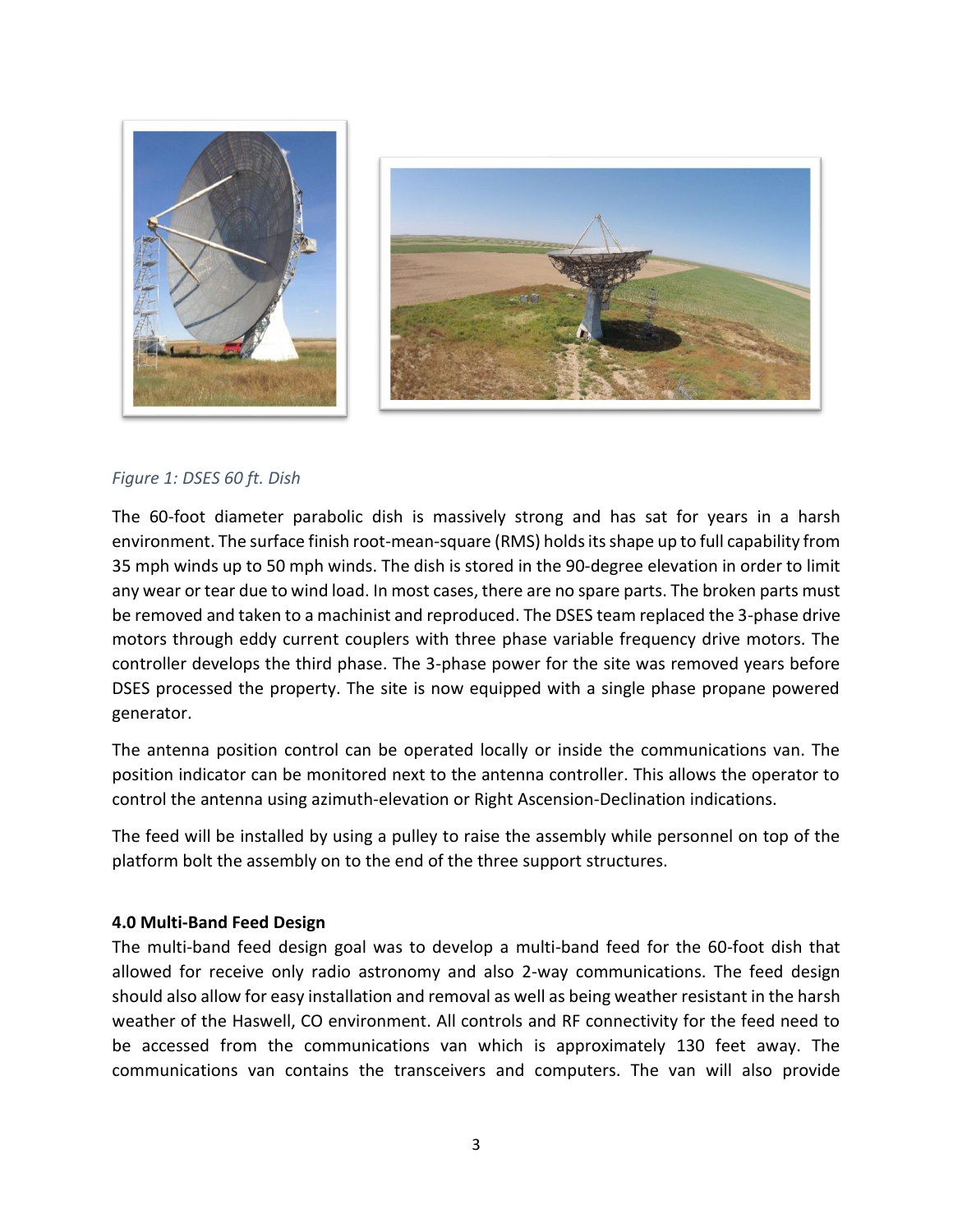*Figure 1: DSES 60 ft. Dish*

The 60-foot diameter parabolic dish is massively strong and has sat for years in a harsh environment. The surface finish root-mean-square (RMS) holds its shape up to full capability from 35 mph winds up to 50 mph winds. The dish is stored in the 90-degree elevation in order to limit any wear or tear due to wind load. In most cases, there are no spare parts. The broken parts must be removed and taken to a machinist and reproduced. The DSES team replaced the 3-phase drive motors through eddy current couplers with three phase variable frequency drive motors. The controller develops the third phase. The 3-phase power for the site was removed years before DSES processed the property. The site is now equipped with a single phase propane powered generator.

The antenna position control can be operated locally or inside the communications van. The position indicator can be monitored next to the antenna controller. This allows the operator to control the antenna using azimuth-elevation or Right Ascension-Declination indications.

The feed will be installed by using a pulley to raise the assembly while personnel on top of the platform bolt the assembly on to the end of the three support structures.

**4.0 Multi-Band Feed Design**

The multi-band feed design goal was to develop a multi-band feed for the 60-foot dish that allowed for receive only radio astronomy and also 2-way communications. The feed design should also allow for easy installation and removal as well as being weather resistant in the harsh weather of the Haswell, CO environment. All controls and RF connectivity for the feed need to be accessed from the communications van which is approximately 130 feet away. The communications van contains the transceivers and computers. The van will also provide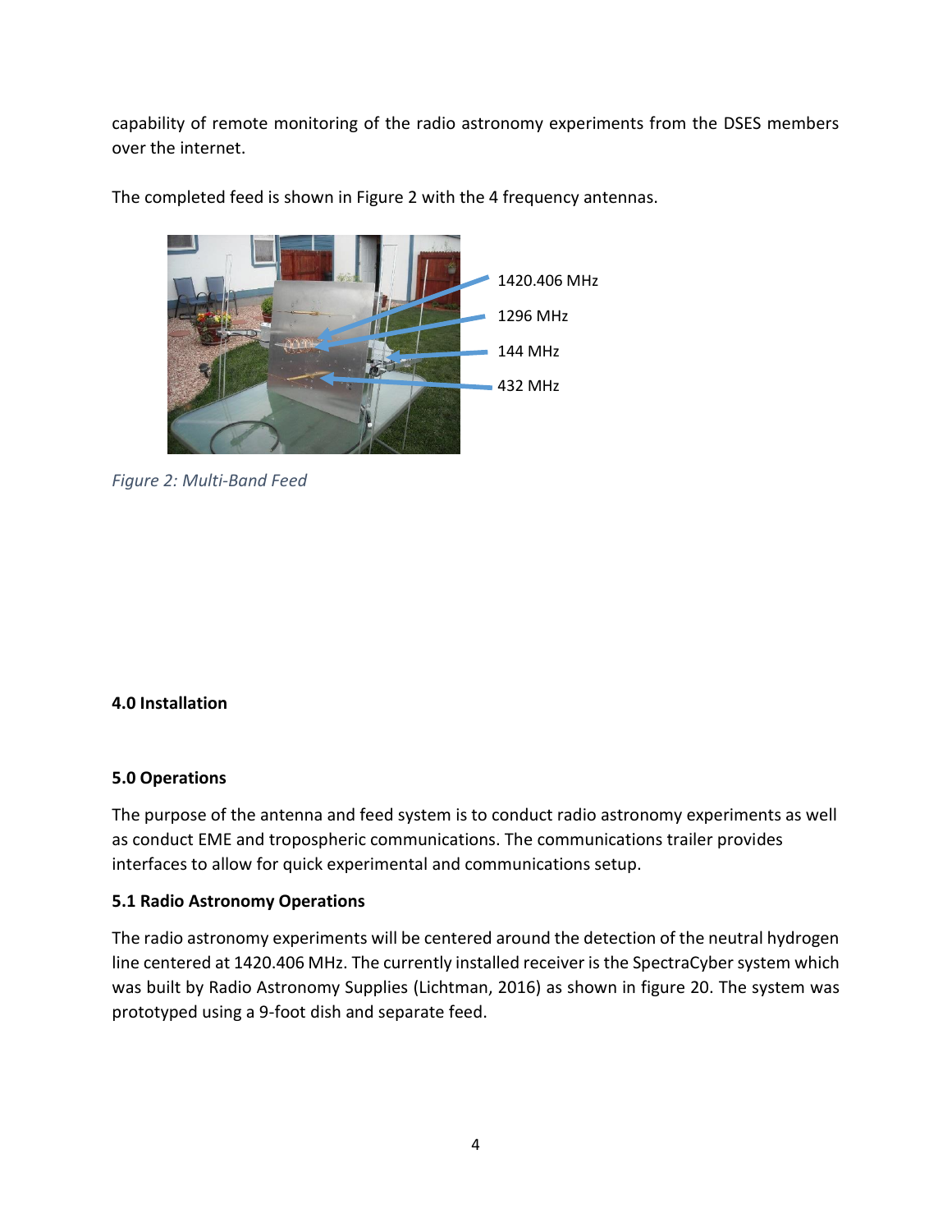capability of remote monitoring of the radio astronomy experiments from the DSES members over the internet.

The completed feed is shown in Figure 2 with the 4 frequency antennas.

1420.406 MHz

1296 MHz

144 MHz

432 MHz

*Figure 2: Multi-Band Feed*

**4.0 Installation**

**5.0 Operations**

The purpose of the antenna and feed system is to conduct radio astronomy experiments as well as conduct EME and tropospheric communications. The communications trailer provides interfaces to allow for quick experimental and communications setup.

**5.1 Radio Astronomy Operations**

The radio astronomy experiments will be centered around the detection of the neutral hydrogen line centered at 1420.406 MHz. The currently installed receiver is the SpectraCyber system which was built by Radio Astronomy Supplies (Lichtman, 2016) as shown in figure 20. The system was prototyped using a 9-foot dish and separate feed.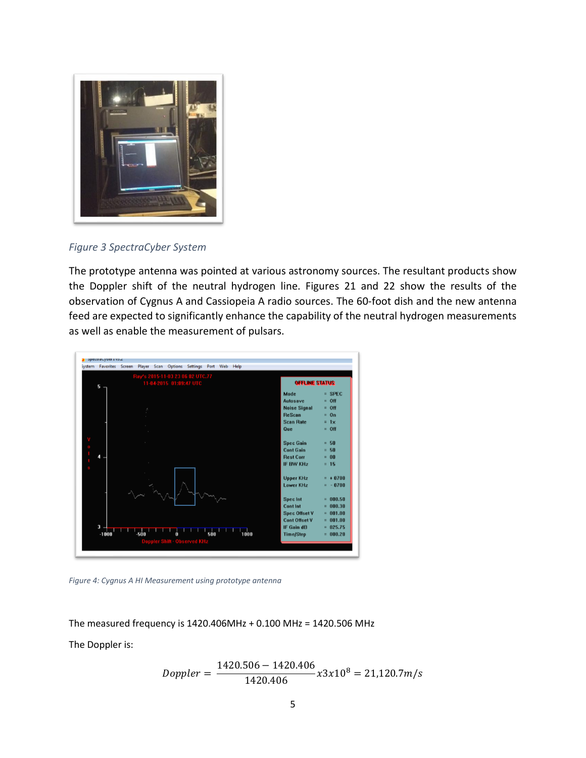*Figure 3 SpectraCyber System*

The prototype antenna was pointed at various astronomy sources. The resultant products show the Doppler shift of the neutral hydrogen line. Figures 21 and 22 show the results of the observation of Cygnus A and Cassiopeia A radio sources. The 60-foot dish and the new antenna feed are expected to significantly enhance the capability of the neutral hydrogen measurements as well as enable the measurement of pulsars.

*Figure 4: Cygnus A HI Measurement using prototype antenna*

The measured frequency is 1420.406MHz + 0.100 MHz = 1420.506 MHz

The Doppler is:

$$Doppler = \frac{1420.506 - 1420.406}{1420.406} x3x10^{8} = 21{,}120.7 m/s$$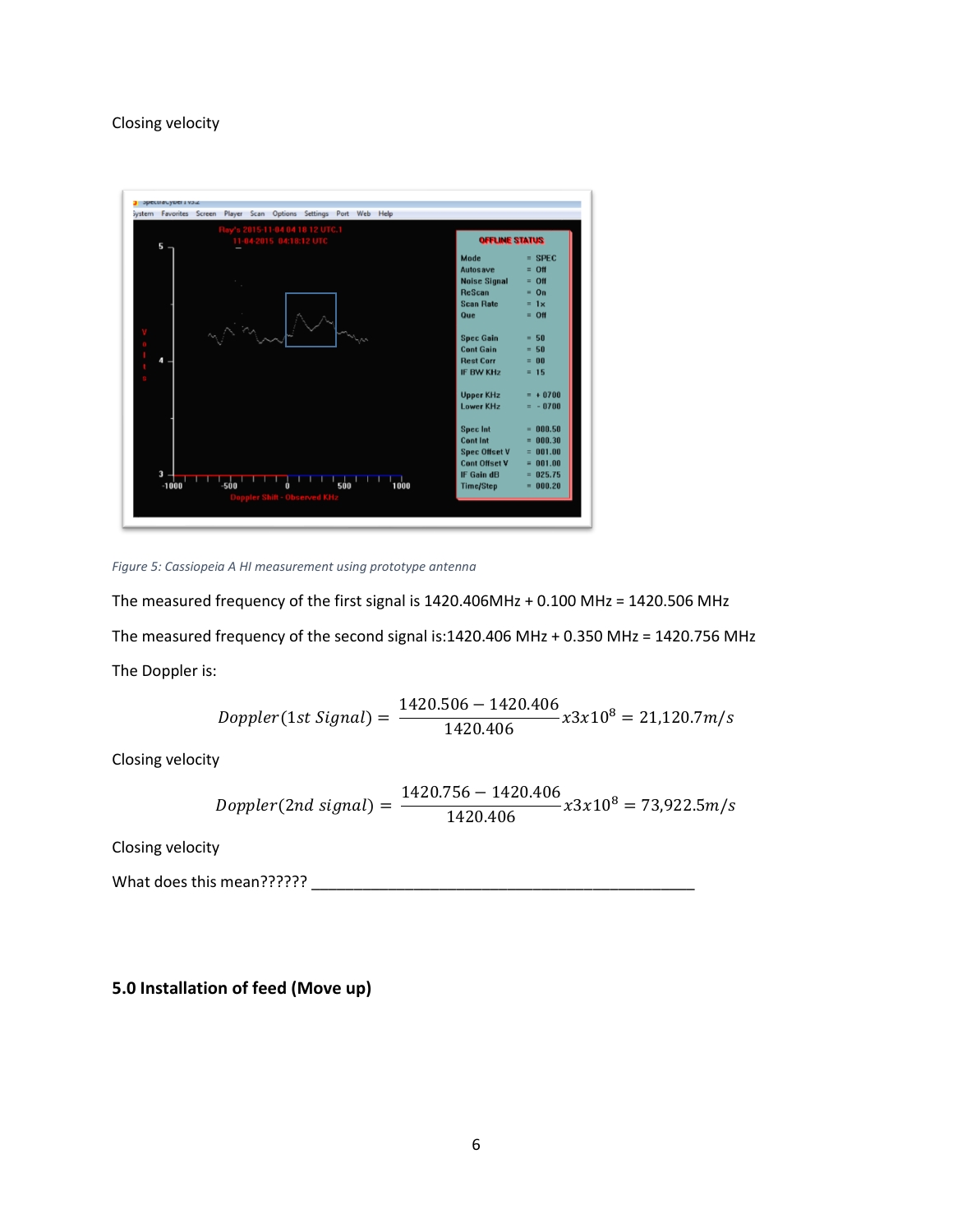Closing velocity

Figure 5: Cassiopeia A HI measurement using prototype antenna

The measured frequency of the first signal is 1420.406MHz + 0.100 MHz = 1420.506 MHz

The measured frequency of the second signal is:1420.406 MHz + 0.350 MHz = 1420.756 MHz

The Doppler is:

$$Doppler(1st\ Signal) = \frac{1420.506 - 1420.406}{1420.406} x3x10^8 = 21{,}120.7 m/s$$

Closing velocity

$$Doppler(2nd\ signal) = \frac{1420.756 - 1420.406}{1420.406} x3x10^8 = 73{,}922.5 m/s$$

Closing velocity

What does this mean?????? ______________________________________________

## 5.0 Installation of feed (Move up)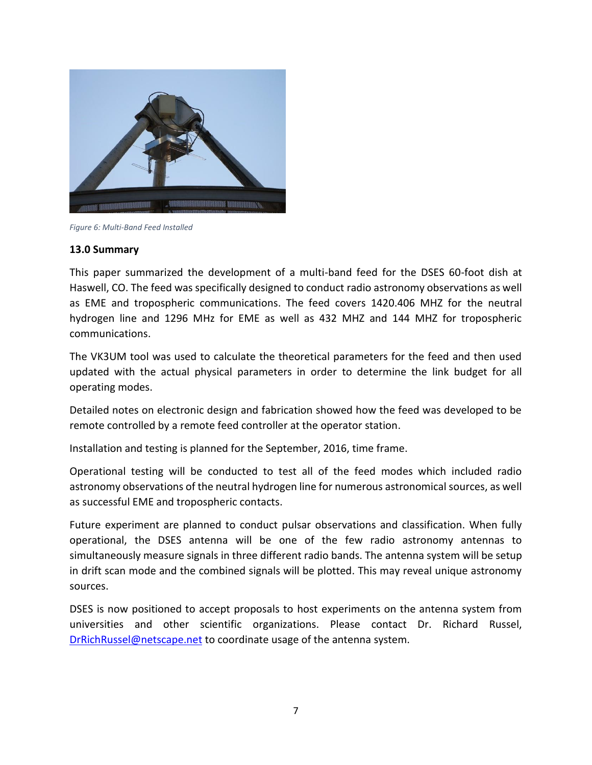*Figure 6: Multi-Band Feed Installed*

**13.0 Summary**

This paper summarized the development of a multi-band feed for the DSES 60-foot dish at Haswell, CO. The feed was specifically designed to conduct radio astronomy observations as well as EME and tropospheric communications. The feed covers 1420.406 MHZ for the neutral hydrogen line and 1296 MHz for EME as well as 432 MHZ and 144 MHZ for tropospheric communications.

The VK3UM tool was used to calculate the theoretical parameters for the feed and then used updated with the actual physical parameters in order to determine the link budget for all operating modes.

Detailed notes on electronic design and fabrication showed how the feed was developed to be remote controlled by a remote feed controller at the operator station.

Installation and testing is planned for the September, 2016, time frame.

Operational testing will be conducted to test all of the feed modes which included radio astronomy observations of the neutral hydrogen line for numerous astronomical sources, as well as successful EME and tropospheric contacts.

Future experiment are planned to conduct pulsar observations and classification. When fully operational, the DSES antenna will be one of the few radio astronomy antennas to simultaneously measure signals in three different radio bands. The antenna system will be setup in drift scan mode and the combined signals will be plotted. This may reveal unique astronomy sources.

DSES is now positioned to accept proposals to host experiments on the antenna system from universities and other scientific organizations. Please contact Dr. Richard Russel, [DrRichRussel@netscape.net](mailto:DrRichRussel@netscape.net) to coordinate usage of the antenna system.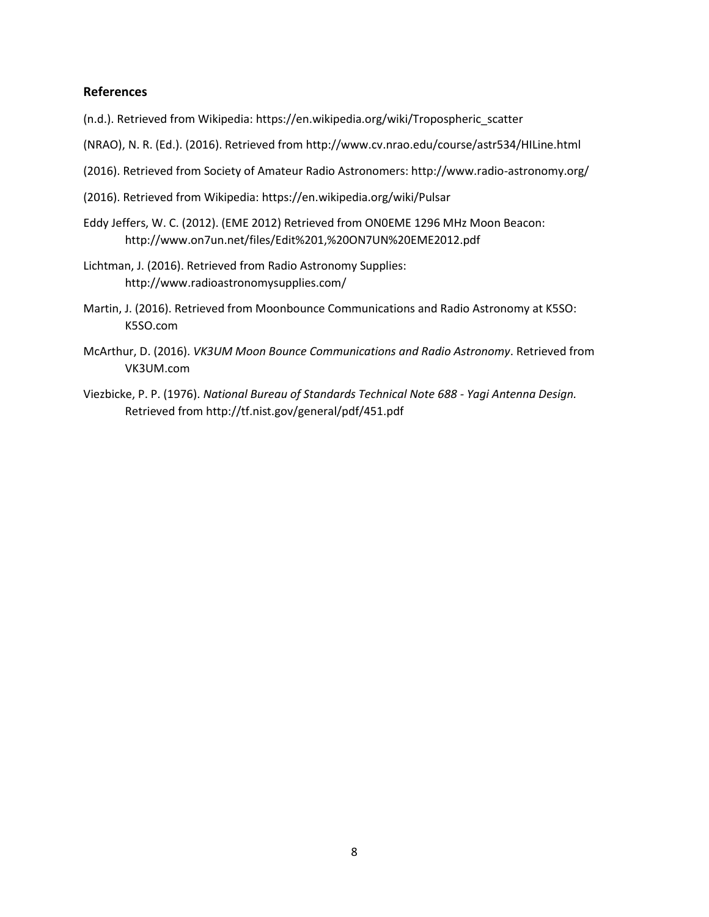## References

(n.d.). Retrieved from Wikipedia: https://en.wikipedia.org/wiki/Tropospheric_scatter

(NRAO), N. R. (Ed.). (2016). Retrieved from http://www.cv.nrao.edu/course/astr534/HILine.html

(2016). Retrieved from Society of Amateur Radio Astronomers: http://www.radio-astronomy.org/

(2016). Retrieved from Wikipedia: https://en.wikipedia.org/wiki/Pulsar

Eddy Jeffers, W. C. (2012). (EME 2012) Retrieved from ON0EME 1296 MHz Moon Beacon: http://www.on7un.net/files/Edit%201,%20ON7UN%20EME2012.pdf

Lichtman, J. (2016). Retrieved from Radio Astronomy Supplies: http://www.radioastronomysupplies.com/

Martin, J. (2016). Retrieved from Moonbounce Communications and Radio Astronomy at K5SO: K5SO.com

McArthur, D. (2016). *VK3UM Moon Bounce Communications and Radio Astronomy*. Retrieved from VK3UM.com

Viezbicke, P. P. (1976). *National Bureau of Standards Technical Note 688 - Yagi Antenna Design.* Retrieved from http://tf.nist.gov/general/pdf/451.pdf